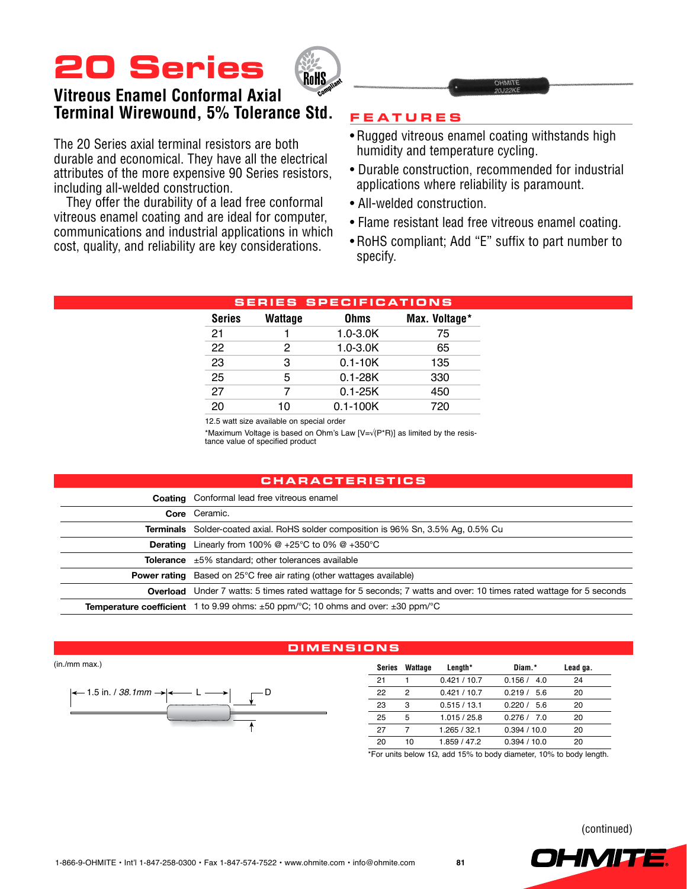# 20 Series

## Vitreous Enamel Conformal Axial Terminal Wirewound, 5% Tolerance Std.

The 20 Series axial terminal resistors are both durable and economical. They have all the electrical attributes of the more expensive 90 Series resistors, including all-welded construction.

They offer the durability of a lead free conformal vitreous enamel coating and are ideal for computer, communications and industrial applications in which cost, quality, and reliability are key considerations.

## FEATURES

- Rugged vitreous enamel coating withstands high humidity and temperature cycling.
- Durable construction, recommended for industrial applications where reliability is paramount.
- All-welded construction.
- Flame resistant lead free vitreous enamel coating.
- RoHS compliant; Add "E" suffix to part number to specify.

## SERIES SPECIFICATIONS

| Series | Wattage | Ohms | Max. Voltage* |
|---|---|---|---|
| 21 | 1 | 1.0-3.0K | 75 |
| 22 | 2 | 1.0-3.0K | 65 |
| 23 | 3 | 0.1-10K | 135 |
| 25 | 5 | 0.1-28K | 330 |
| 27 | 7 | 0.1-25K | 450 |
| 20 | 10 | 0.1-100K | 720 |

12.5 watt size available on special order

*Maximum Voltage is based on Ohm's Law [$V=\sqrt{(P*R)}$] as limited by the resistance value of specified product

## CHARACTERISTICS

| | |
|---|---|
| **Coating** | Conformal lead free vitreous enamel |
| **Core** | Ceramic. |
| **Terminals** | Solder-coated axial. RoHS solder composition is 96% Sn, 3.5% Ag, 0.5% Cu |
| **Derating** | Linearly from 100% @ +25°C to 0% @ +350°C |
| **Tolerance** | ±5% standard; other tolerances available |
| **Power rating** | Based on 25°C free air rating (other wattages available) |
| **Overload** | Under 7 watts: 5 times rated wattage for 5 seconds; 7 watts and over: 10 times rated wattage for 5 seconds |
| **Temperature coefficient** | 1 to 9.99 ohms: ±50 ppm/°C; 10 ohms and over: ±30 ppm/°C |

## DIMENSIONS

(in./mm max.)

1.5 in. / *38.1mm* — L — D

| Series | Wattage | Length* | Diam.* | Lead ga. |
|---|---|---|---|---|
| 21 | 1 | 0.421 / 10.7 | 0.156 / 4.0 | 24 |
| 22 | 2 | 0.421 / 10.7 | 0.219 / 5.6 | 20 |
| 23 | 3 | 0.515 / 13.1 | 0.220 / 5.6 | 20 |
| 25 | 5 | 1.015 / 25.8 | 0.276 / 7.0 | 20 |
| 27 | 7 | 1.265 / 32.1 | 0.394 / 10.0 | 20 |
| 20 | 10 | 1.859 / 47.2 | 0.394 / 10.0 | 20 |

*For units below 1Ω, add 15% to body diameter, 10% to body length.

(continued)

1-866-9-OHMITE • Int'l 1-847-258-0300 • Fax 1-847-574-7522 • www.ohmite.com • info@ohmite.com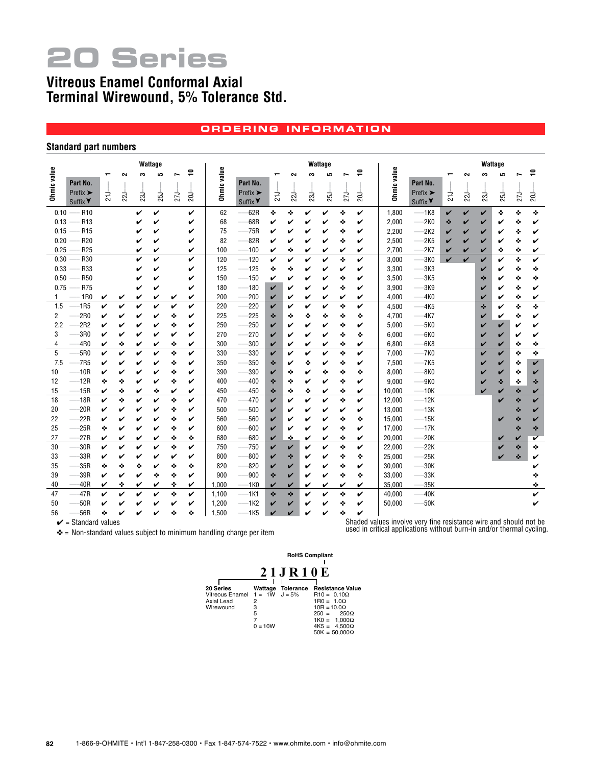# 20 Series

## Vitreous Enamel Conformal Axial Terminal Wirewound, 5% Tolerance Std.

## ORDERING INFORMATION

### Standard part numbers

| Ohmic value | Part No. Prefix ➤ Suffix ▼ | 1 (21J) | 2 (22J) | 3 (23J) | 5 (25J) | 7 (27J) | 10 (20J) |
|---|---|---|---|---|---|---|---|
| 0.10 | R10 | | | ✔ | ✔ | | ✔ |
| 0.13 | R13 | | | ✔ | ✔ | | ✔ |
| 0.15 | R15 | | | ✔ | ✔ | | ✔ |
| 0.20 | R20 | | | ✔ | ✔ | | ✔ |
| 0.25 | R25 | | | ✔ | ✔ | | ✔ |
| 0.30 | R30 | | | ✔ | ✔ | | ✔ |
| 0.33 | R33 | | | ✔ | ✔ | | ✔ |
| 0.50 | R50 | | | ✔ | ✔ | | ✔ |
| 0.75 | R75 | | | ✔ | ✔ | | ✔ |
| 1 | 1R0 | ✔ | ✔ | ✔ | ✔ | ✔ | ✔ |
| 1.5 | 1R5 | ✔ | ✔ | ✔ | ✔ | ✔ | ✔ |
| 2 | 2R0 | ✔ | ✔ | ✔ | ✔ | ✤ | ✔ |
| 2.2 | 2R2 | ✔ | ✔ | ✔ | ✔ | ✤ | ✔ |
| 3 | 3R0 | ✔ | ✔ | ✔ | ✔ | ✔ | ✔ |
| 4 | 4R0 | ✔ | ✤ | ✔ | ✔ | ✤ | ✔ |
| 5 | 5R0 | ✔ | ✔ | ✔ | ✔ | ✤ | ✔ |
| 7.5 | 7R5 | ✔ | ✔ | ✔ | ✔ | ✤ | ✔ |
| 10 | 10R | ✔ | ✔ | ✔ | ✔ | ✤ | ✔ |
| 12 | 12R | ✤ | ✤ | ✔ | ✔ | ✤ | ✔ |
| 15 | 15R | ✔ | ✤ | ✔ | ✤ | ✔ | ✔ |
| 18 | 18R | ✔ | ✤ | ✔ | ✔ | ✤ | ✔ |
| 20 | 20R | ✔ | ✔ | ✔ | ✔ | ✤ | ✔ |
| 22 | 22R | ✔ | ✔ | ✔ | ✔ | ✤ | ✔ |
| 25 | 25R | ✤ | ✔ | ✔ | ✔ | ✤ | ✔ |
| 27 | 27R | ✔ | ✔ | ✔ | ✔ | ✤ | ✤ |
| 30 | 30R | ✔ | ✔ | ✔ | ✔ | ✤ | ✔ |
| 33 | 33R | ✔ | ✔ | ✔ | ✔ | ✔ | ✔ |
| 35 | 35R | ✤ | ✤ | ✤ | ✔ | ✤ | ✤ |
| 39 | 39R | ✔ | ✔ | ✔ | ✤ | ✤ | ✔ |
| 40 | 40R | ✔ | ✤ | ✔ | ✔ | ✤ | ✔ |
| 47 | 47R | ✔ | ✔ | ✔ | ✔ | ✤ | ✔ |
| 50 | 50R | ✔ | ✔ | ✔ | ✔ | ✔ | ✔ |
| 56 | 56R | ✤ | ✔ | ✔ | ✔ | ✤ | ✤ |
| 62 | 62R | ✤ | ✤ | ✔ | ✔ | ✤ | ✔ |
| 68 | 68R | ✔ | ✔ | ✔ | ✔ | ✤ | ✔ |
| 75 | 75R | ✔ | ✔ | ✔ | ✔ | ✤ | ✔ |
| 82 | 82R | ✔ | ✔ | ✔ | ✔ | ✤ | ✔ |
| 100 | 100 | ✔ | ✤ | ✔ | ✔ | ✔ | ✔ |
| 120 | 120 | ✔ | ✔ | ✔ | ✔ | ✤ | ✔ |
| 125 | 125 | ✤ | ✤ | ✔ | ✔ | ✔ | ✔ |
| 150 | 150 | ✔ | ✔ | ✔ | ✔ | ✤ | ✔ |
| 180 | 180 | ✔ | ✔ | ✔ | ✔ | ✤ | ✔ |
| 200 | 200 | ✔ | ✔ | ✔ | ✔ | ✔ | ✔ |
| 220 | 220 | ✔ | ✔ | ✔ | ✔ | ✤ | ✔ |
| 225 | 225 | ✤ | ✤ | ✤ | ✤ | ✤ | ✤ |
| 250 | 250 | ✔ | ✔ | ✔ | ✔ | ✤ | ✔ |
| 270 | 270 | ✔ | ✔ | ✔ | ✔ | ✤ | ✤ |
| 300 | 300 | ✔ | ✔ | ✔ | ✔ | ✤ | ✔ |
| 330 | 330 | ✔ | ✔ | ✔ | ✔ | ✤ | ✔ |
| 350 | 350 | ✤ | ✔ | ✤ | ✔ | ✤ | ✔ |
| 390 | 390 | ✔ | ✤ | ✔ | ✤ | ✤ | ✤ |
| 400 | 400 | ✤ | ✤ | ✔ | ✔ | ✤ | ✔ |
| 450 | 450 | ✤ | ✤ | ✤ | ✔ | ✤ | ✔ |
| 470 | 470 | ✔ | ✔ | ✔ | ✔ | ✤ | ✔ |
| 500 | 500 | ✔ | ✔ | ✔ | ✔ | ✔ | ✔ |
| 560 | 560 | ✔ | ✔ | ✔ | ✔ | ✤ | ✤ |
| 600 | 600 | ✔ | ✔ | ✔ | ✔ | ✤ | ✔ |
| 680 | 680 | ✔ | ✤ | ✔ | ✔ | ✤ | ✔ |
| 750 | 750 | ✔ | ✔ | ✔ | ✔ | ✤ | ✔ |
| 800 | 800 | ✔ | ✤ | ✔ | ✔ | ✤ | ✤ |
| 820 | 820 | ✔ | ✔ | ✔ | ✔ | ✤ | ✔ |
| 900 | 900 | ✤ | ✔ | ✔ | ✔ | ✤ | ✤ |
| 1,000 | 1K0 | ✔ | ✔ | ✔ | ✔ | ✔ | ✔ |
| 1,100 | 1K1 | ✤ | ✤ | ✔ | ✔ | ✤ | ✔ |
| 1,200 | 1K2 | ✔ | ✔ | ✔ | ✔ | ✤ | ✔ |
| 1,500 | 1K5 | ✔ | ✔ | ✔ | ✔ | ✤ | ✔ |
| 1,800 | 1K8 | ✔ | ✔ | ✔ | ✤ | ✤ | ✤ |
| 2,000 | 2K0 | ✤ | ✔ | ✔ | ✔ | ✤ | ✔ |
| 2,200 | 2K2 | ✔ | ✔ | ✔ | ✔ | ✤ | ✔ |
| 2,500 | 2K5 | ✔ | ✔ | ✔ | ✔ | ✤ | ✔ |
| 2,700 | 2K7 | ✔ | ✔ | ✔ | ✤ | ✤ | ✔ |
| 3,000 | 3K0 | ✔ | ✔ | ✔ | ✔ | ✤ | ✔ |
| 3,300 | 3K3 | | | ✔ | ✔ | ✤ | ✤ |
| 3,500 | 3K5 | | | ✤ | ✔ | ✤ | ✤ |
| 3,900 | 3K9 | | | ✔ | ✔ | ✤ | ✔ |
| 4,000 | 4K0 | | | ✔ | ✔ | ✤ | ✔ |
| 4,500 | 4K5 | | | ✤ | ✔ | ✤ | ✤ |
| 4,700 | 4K7 | | | ✔ | ✔ | ✤ | ✔ |
| 5,000 | 5K0 | | | ✔ | ✔ | ✔ | ✔ |
| 6,000 | 6K0 | | | ✔ | ✔ | ✔ | ✔ |
| 6,800 | 6K8 | | | ✔ | ✔ | ✤ | ✤ |
| 7,000 | 7K0 | | | ✔ | ✔ | ✤ | ✤ |
| 7,500 | 7K5 | | | ✔ | ✔ | ✤ | ✔ |
| 8,000 | 8K0 | | | ✔ | ✔ | ✤ | ✔ |
| 9,000 | 9K0 | | | ✔ | ✤ | ✤ | ✤ |
| 10,000 | 10K | | | ✔ | ✔ | ✤ | ✔ |
| 12,000 | 12K | | | | ✔ | ✤ | ✔ |
| 13,000 | 13K | | | | | ✤ | ✔ |
| 15,000 | 15K | | | | ✔ | ✤ | ✔ |
| 17,000 | 17K | | | | | ✤ | ✤ |
| 20,000 | 20K | | | | ✔ | ✔ | ✔ |
| 22,000 | 22K | | | | ✔ | ✤ | ✤ |
| 25,000 | 25K | | | | ✔ | ✤ | ✔ |
| 30,000 | 30K | | | | | | ✔ |
| 33,000 | 33K | | | | | | ✤ |
| 35,000 | 35K | | | | | | ✤ |
| 40,000 | 40K | | | | | | ✔ |
| 50,000 | 50K | | | | | | ✔ |

✔ = Standard values

✤ = Non-standard values subject to minimum handling charge per item

Shaded values involve very fine resistance wire and should not be used in critical applications without burn-in and/or thermal cycling.

**21JR10E**

RoHS Compliant

- **20 Series**: Vitreous Enamel Axial Lead Wirewound
- **Wattage**: 1 = 1W, 2, 3, 5, 7, 0 = 10W
- **Tolerance**: J = 5%
- **Resistance Value**: R10 = 0.10Ω, 1R0 = 1.0Ω, 10R = 10.0Ω, 250 = 250Ω, 1K0 = 1,000Ω, 4K5 = 4,500Ω, 50K = 50,000Ω